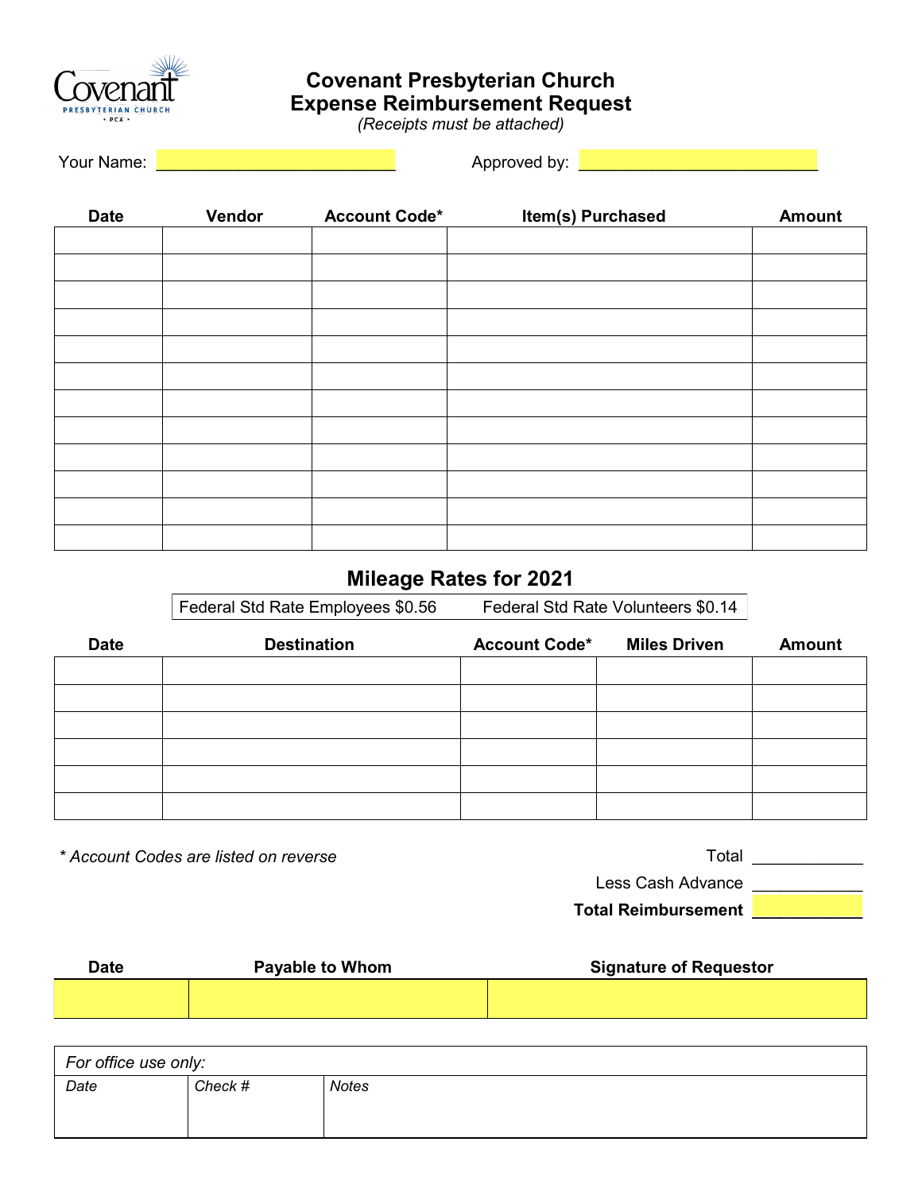# Covenant Presbyterian Church
# Expense Reimbursement Request

*(Receipts must be attached)*

Your Name: ___________________________ Approved by: ___________________________

| Date | Vendor | Account Code* | Item(s) Purchased | Amount |
|---|---|---|---|---|
| | | | | |
| | | | | |
| | | | | |
| | | | | |
| | | | | |
| | | | | |
| | | | | |
| | | | | |
| | | | | |
| | | | | |
| | | | | |
| | | | | |

## Mileage Rates for 2021

Federal Std Rate Employees $0.56 Federal Std Rate Volunteers $0.14

| Date | Destination | Account Code* | Miles Driven | Amount |
|---|---|---|---|---|
| | | | | |
| | | | | |
| | | | | |
| | | | | |
| | | | | |
| | | | | |

*\* Account Codes are listed on reverse*

Total ____________

Less Cash Advance ____________

**Total Reimbursement** ____________

| Date | Payable to Whom | Signature of Requestor |
|---|---|---|
| | | |

| *For office use only:* | | |
|---|---|---|
| *Date* | *Check #* | *Notes* |
| | | |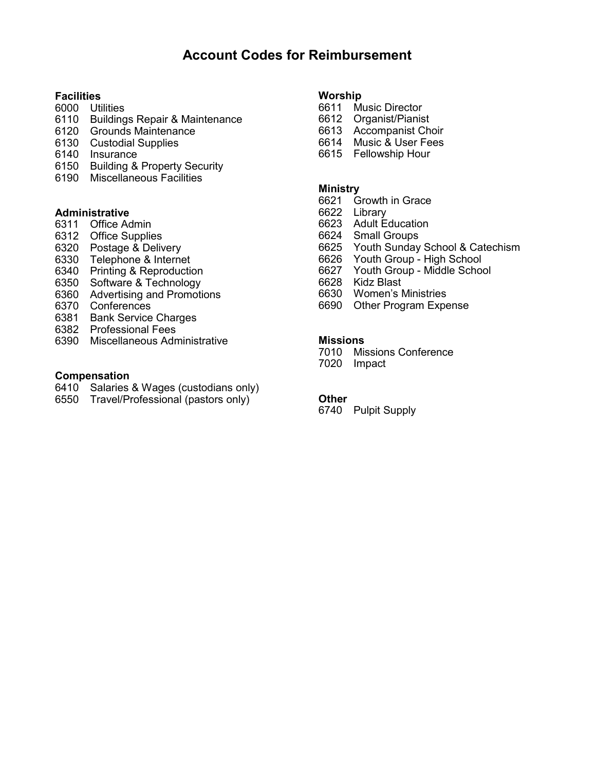# Account Codes for Reimbursement

**Facilities**

6000 Utilities
6110 Buildings Repair & Maintenance
6120 Grounds Maintenance
6130 Custodial Supplies
6140 Insurance
6150 Building & Property Security
6190 Miscellaneous Facilities

**Administrative**

6311 Office Admin
6312 Office Supplies
6320 Postage & Delivery
6330 Telephone & Internet
6340 Printing & Reproduction
6350 Software & Technology
6360 Advertising and Promotions
6370 Conferences
6381 Bank Service Charges
6382 Professional Fees
6390 Miscellaneous Administrative

**Compensation**

6410 Salaries & Wages (custodians only)
6550 Travel/Professional (pastors only)

**Worship**

6611 Music Director
6612 Organist/Pianist
6613 Accompanist Choir
6614 Music & User Fees
6615 Fellowship Hour

**Ministry**

6621 Growth in Grace
6622 Library
6623 Adult Education
6624 Small Groups
6625 Youth Sunday School & Catechism
6626 Youth Group - High School
6627 Youth Group - Middle School
6628 Kidz Blast
6630 Women's Ministries
6690 Other Program Expense

**Missions**

7010 Missions Conference
7020 Impact

**Other**

6740 Pulpit Supply